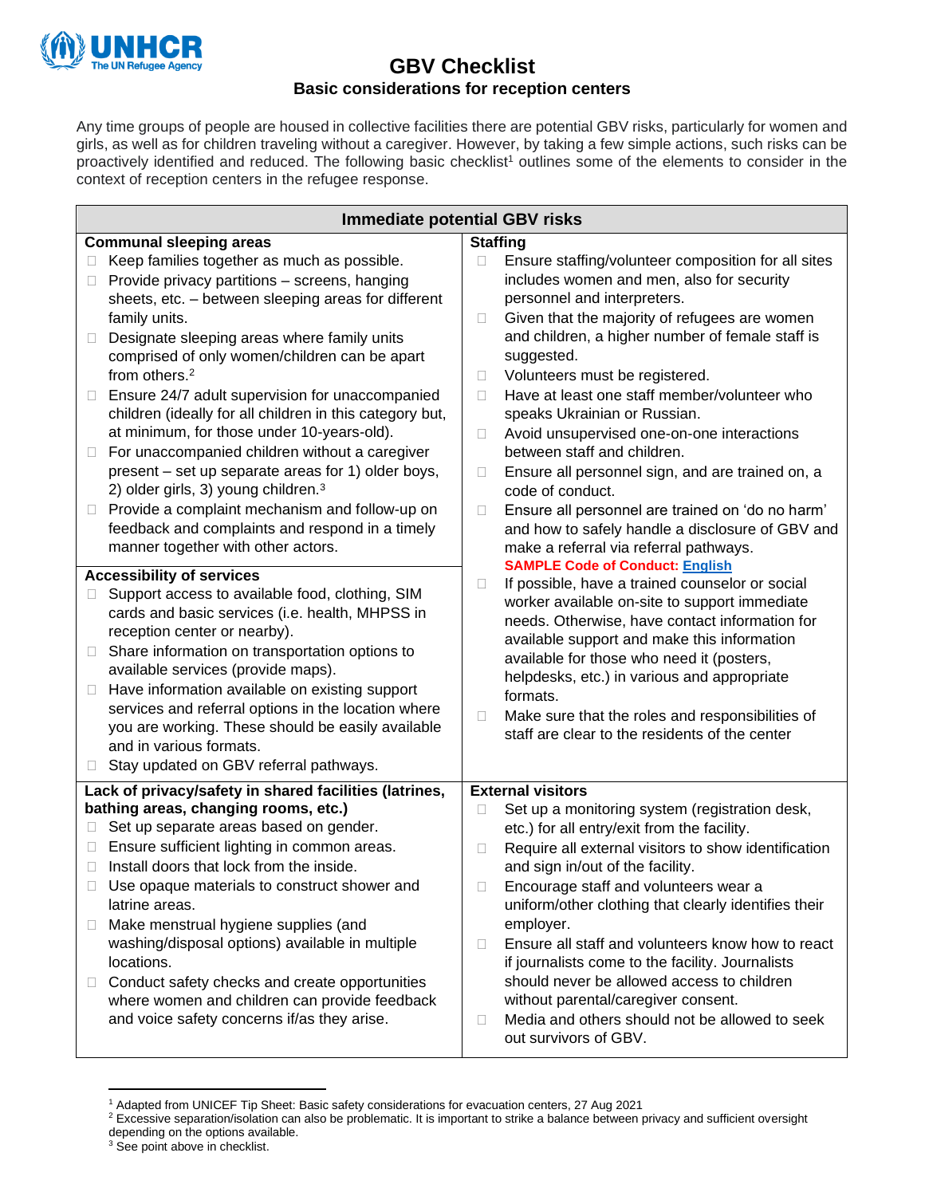# GBV Checklist

## Basic considerations for reception centers

Any time groups of people are housed in collective facilities there are potential GBV risks, particularly for women and girls, as well as for children traveling without a caregiver. However, by taking a few simple actions, such risks can be proactively identified and reduced. The following basic checklist[1] outlines some of the elements to consider in the context of reception centers in the refugee response.

## Immediate potential GBV risks

### Communal sleeping areas

- ☐ Keep families together as much as possible.
- ☐ Provide privacy partitions – screens, hanging sheets, etc. – between sleeping areas for different family units.
- ☐ Designate sleeping areas where family units comprised of only women/children can be apart from others.[2]
- ☐ Ensure 24/7 adult supervision for unaccompanied children (ideally for all children in this category but, at minimum, for those under 10-years-old).
- ☐ For unaccompanied children without a caregiver present – set up separate areas for 1) older boys, 2) older girls, 3) young children.[3]
- ☐ Provide a complaint mechanism and follow-up on feedback and complaints and respond in a timely manner together with other actors.

### Accessibility of services

- ☐ Support access to available food, clothing, SIM cards and basic services (i.e. health, MHPSS in reception center or nearby).
- ☐ Share information on transportation options to available services (provide maps).
- ☐ Have information available on existing support services and referral options in the location where you are working. These should be easily available and in various formats.
- ☐ Stay updated on GBV referral pathways.

### Staffing

- ☐ Ensure staffing/volunteer composition for all sites includes women and men, also for security personnel and interpreters.
- ☐ Given that the majority of refugees are women and children, a higher number of female staff is suggested.
- ☐ Volunteers must be registered.
- ☐ Have at least one staff member/volunteer who speaks Ukrainian or Russian.
- ☐ Avoid unsupervised one-on-one interactions between staff and children.
- ☐ Ensure all personnel sign, and are trained on, a code of conduct.
- ☐ Ensure all personnel are trained on 'do no harm' and how to safely handle a disclosure of GBV and make a referral via referral pathways.
  **SAMPLE Code of Conduct:** **English**
- ☐ If possible, have a trained counselor or social worker available on-site to support immediate needs. Otherwise, have contact information for available support and make this information available for those who need it (posters, helpdesks, etc.) in various and appropriate formats.
- ☐ Make sure that the roles and responsibilities of staff are clear to the residents of the center

### Lack of privacy/safety in shared facilities (latrines, bathing areas, changing rooms, etc.)

- ☐ Set up separate areas based on gender.
- ☐ Ensure sufficient lighting in common areas.
- ☐ Install doors that lock from the inside.
- ☐ Use opaque materials to construct shower and latrine areas.
- ☐ Make menstrual hygiene supplies (and washing/disposal options) available in multiple locations.
- ☐ Conduct safety checks and create opportunities where women and children can provide feedback and voice safety concerns if/as they arise.

### External visitors

- ☐ Set up a monitoring system (registration desk, etc.) for all entry/exit from the facility.
- ☐ Require all external visitors to show identification and sign in/out of the facility.
- ☐ Encourage staff and volunteers wear a uniform/other clothing that clearly identifies their employer.
- ☐ Ensure all staff and volunteers know how to react if journalists come to the facility. Journalists should never be allowed access to children without parental/caregiver consent.
- ☐ Media and others should not be allowed to seek out survivors of GBV.

---

[1] Adapted from UNICEF Tip Sheet: Basic safety considerations for evacuation centers, 27 Aug 2021

[2] Excessive separation/isolation can also be problematic. It is important to strike a balance between privacy and sufficient oversight depending on the options available.

[3] See point above in checklist.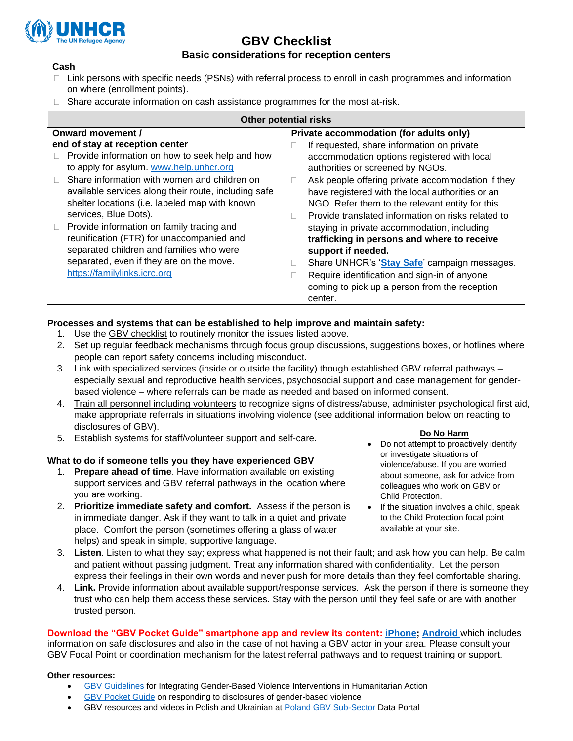# GBV Checklist

## Basic considerations for reception centers

**Cash**

- ☐ Link persons with specific needs (PSNs) with referral process to enroll in cash programmes and information on where (enrollment points).
- ☐ Share accurate information on cash assistance programmes for the most at-risk.

**Other potential risks**

**Onward movement / end of stay at reception center**

- ☐ Provide information on how to seek help and how to apply for asylum. www.help.unhcr.org
- ☐ Share information with women and children on available services along their route, including safe shelter locations (i.e. labeled map with known services, Blue Dots).
- ☐ Provide information on family tracing and reunification (FTR) for unaccompanied and separated children and families who were separated, even if they are on the move. https://familylinks.icrc.org

**Private accommodation (for adults only)**

- ☐ If requested, share information on private accommodation options registered with local authorities or screened by NGOs.
- ☐ Ask people offering private accommodation if they have registered with the local authorities or an NGO. Refer them to the relevant entity for this.
- ☐ Provide translated information on risks related to staying in private accommodation, including **trafficking in persons and where to receive support if needed.**
- ☐ Share UNHCR's '**Stay Safe**' campaign messages.
- ☐ Require identification and sign-in of anyone coming to pick up a person from the reception center.

**Processes and systems that can be established to help improve and maintain safety:**

1. Use the GBV checklist to routinely monitor the issues listed above.
2. Set up regular feedback mechanisms through focus group discussions, suggestions boxes, or hotlines where people can report safety concerns including misconduct.
3. Link with specialized services (inside or outside the facility) though established GBV referral pathways – especially sexual and reproductive health services, psychosocial support and case management for gender-based violence – where referrals can be made as needed and based on informed consent.
4. Train all personnel including volunteers to recognize signs of distress/abuse, administer psychological first aid, make appropriate referrals in situations involving violence (see additional information below on reacting to disclosures of GBV).
5. Establish systems for staff/volunteer support and self-care.

**What to do if someone tells you they have experienced GBV**

1. **Prepare ahead of time**. Have information available on existing support services and GBV referral pathways in the location where you are working.
2. **Prioritize immediate safety and comfort.** Assess if the person is in immediate danger. Ask if they want to talk in a quiet and private place. Comfort the person (sometimes offering a glass of water helps) and speak in simple, supportive language.
3. **Listen**. Listen to what they say; express what happened is not their fault; and ask how you can help. Be calm and patient without passing judgment. Treat any information shared with confidentiality. Let the person express their feelings in their own words and never push for more details than they feel comfortable sharing.
4. **Link.** Provide information about available support/response services. Ask the person if there is someone they trust who can help them access these services. Stay with the person until they feel safe or are with another trusted person.

**Do No Harm**

- Do not attempt to proactively identify or investigate situations of violence/abuse. If you are worried about someone, ask for advice from colleagues who work on GBV or Child Protection.
- If the situation involves a child, speak to the Child Protection focal point available at your site.

**Download the "GBV Pocket Guide" smartphone app and review its content: iPhone; Android** which includes information on safe disclosures and also in the case of not having a GBV actor in your area. Please consult your GBV Focal Point or coordination mechanism for the latest referral pathways and to request training or support.

**Other resources:**

- GBV Guidelines for Integrating Gender-Based Violence Interventions in Humanitarian Action
- GBV Pocket Guide on responding to disclosures of gender-based violence
- GBV resources and videos in Polish and Ukrainian at Poland GBV Sub-Sector Data Portal